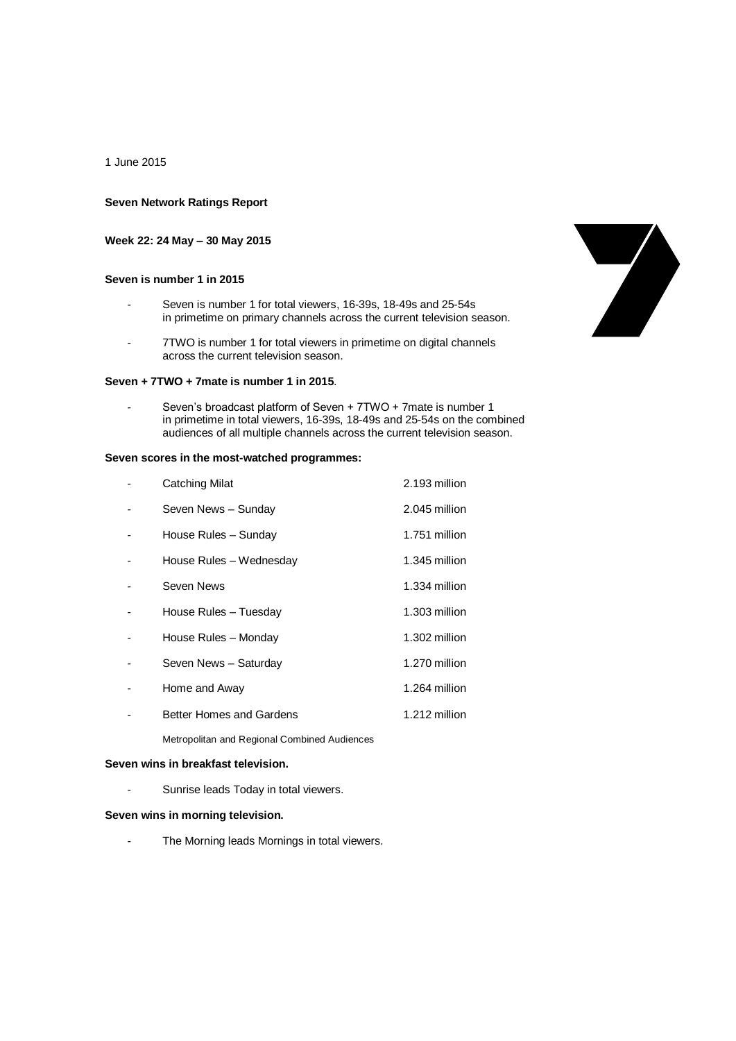1 June 2015

**Seven Network Ratings Report**

**Week 22: 24 May – 30 May 2015**

**Seven is number 1 in 2015**

- Seven is number 1 for total viewers, 16-39s, 18-49s and 25-54s in primetime on primary channels across the current television season.
- 7TWO is number 1 for total viewers in primetime on digital channels across the current television season.

**Seven + 7TWO + 7mate is number 1 in 2015**.

- Seven's broadcast platform of Seven + 7TWO + 7mate is number 1 in primetime in total viewers, 16-39s, 18-49s and 25-54s on the combined audiences of all multiple channels across the current television season.

**Seven scores in the most-watched programmes:**

| Programme | Audience |
|---|---|
| Catching Milat | 2.193 million |
| Seven News – Sunday | 2.045 million |
| House Rules – Sunday | 1.751 million |
| House Rules – Wednesday | 1.345 million |
| Seven News | 1.334 million |
| House Rules – Tuesday | 1.303 million |
| House Rules – Monday | 1.302 million |
| Seven News – Saturday | 1.270 million |
| Home and Away | 1.264 million |
| Better Homes and Gardens | 1.212 million |

Metropolitan and Regional Combined Audiences

**Seven wins in breakfast television.**

- Sunrise leads Today in total viewers.

**Seven wins in morning television.**

- The Morning leads Mornings in total viewers.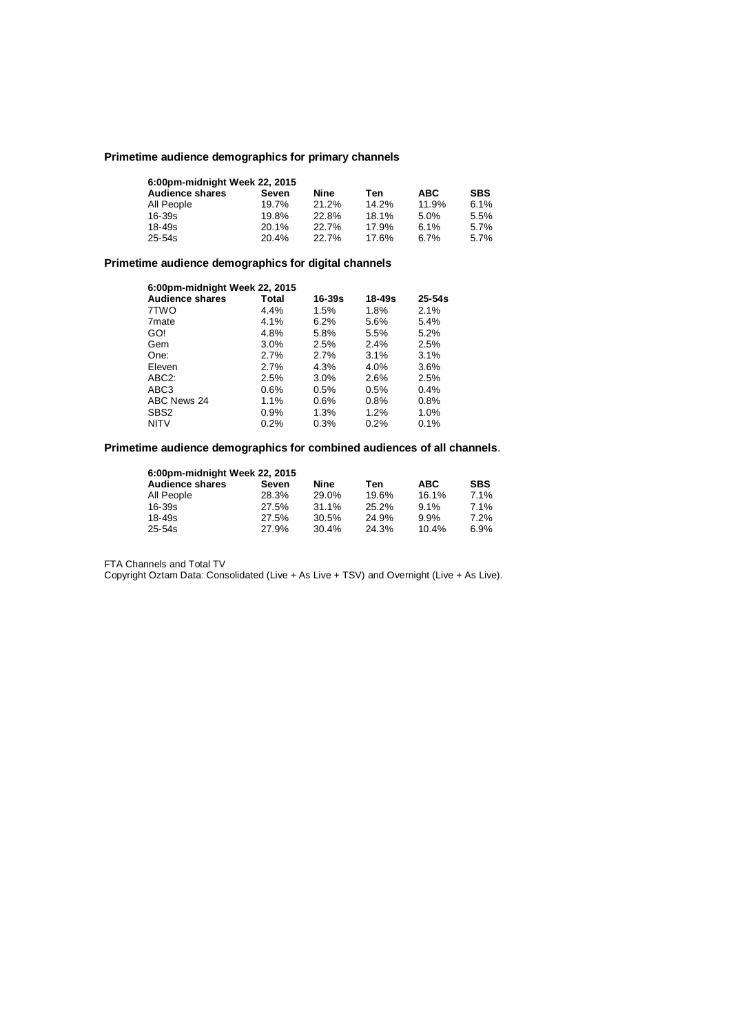## Primetime audience demographics for primary channels

| 6:00pm-midnight Week 22, 2015 | | | | | |
|---|---|---|---|---|---|
| **Audience shares** | **Seven** | **Nine** | **Ten** | **ABC** | **SBS** |
| All People | 19.7% | 21.2% | 14.2% | 11.9% | 6.1% |
| 16-39s | 19.8% | 22.8% | 18.1% | 5.0% | 5.5% |
| 18-49s | 20.1% | 22.7% | 17.9% | 6.1% | 5.7% |
| 25-54s | 20.4% | 22.7% | 17.6% | 6.7% | 5.7% |

## Primetime audience demographics for digital channels

| 6:00pm-midnight Week 22, 2015 | | | | |
|---|---|---|---|---|
| **Audience shares** | **Total** | **16-39s** | **18-49s** | **25-54s** |
| 7TWO | 4.4% | 1.5% | 1.8% | 2.1% |
| 7mate | 4.1% | 6.2% | 5.6% | 5.4% |
| GO! | 4.8% | 5.8% | 5.5% | 5.2% |
| Gem | 3.0% | 2.5% | 2.4% | 2.5% |
| One: | 2.7% | 2.7% | 3.1% | 3.1% |
| Eleven | 2.7% | 4.3% | 4.0% | 3.6% |
| ABC2: | 2.5% | 3.0% | 2.6% | 2.5% |
| ABC3 | 0.6% | 0.5% | 0.5% | 0.4% |
| ABC News 24 | 1.1% | 0.6% | 0.8% | 0.8% |
| SBS2 | 0.9% | 1.3% | 1.2% | 1.0% |
| NITV | 0.2% | 0.3% | 0.2% | 0.1% |

## Primetime audience demographics for combined audiences of all channels.

| 6:00pm-midnight Week 22, 2015 | | | | | |
|---|---|---|---|---|---|
| **Audience shares** | **Seven** | **Nine** | **Ten** | **ABC** | **SBS** |
| All People | 28.3% | 29.0% | 19.6% | 16.1% | 7.1% |
| 16-39s | 27.5% | 31.1% | 25.2% | 9.1% | 7.1% |
| 18-49s | 27.5% | 30.5% | 24.9% | 9.9% | 7.2% |
| 25-54s | 27.9% | 30.4% | 24.3% | 10.4% | 6.9% |

FTA Channels and Total TV

Copyright Oztam Data: Consolidated (Live + As Live + TSV) and Overnight (Live + As Live).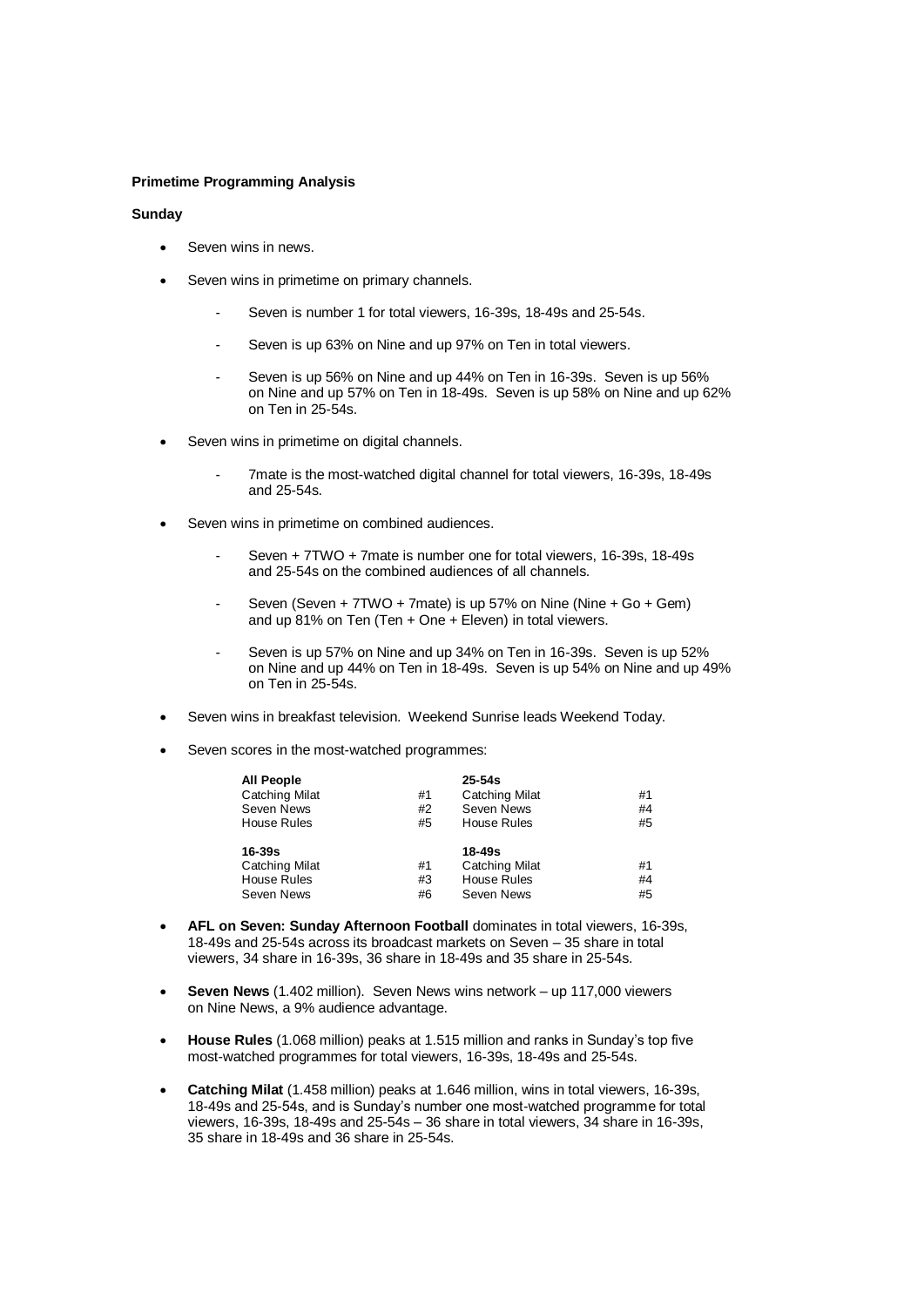**Primetime Programming Analysis**

**Sunday**

- Seven wins in news.
- Seven wins in primetime on primary channels.
  - Seven is number 1 for total viewers, 16-39s, 18-49s and 25-54s.
  - Seven is up 63% on Nine and up 97% on Ten in total viewers.
  - Seven is up 56% on Nine and up 44% on Ten in 16-39s. Seven is up 56% on Nine and up 57% on Ten in 18-49s. Seven is up 58% on Nine and up 62% on Ten in 25-54s.
- Seven wins in primetime on digital channels.
  - 7mate is the most-watched digital channel for total viewers, 16-39s, 18-49s and 25-54s.
- Seven wins in primetime on combined audiences.
  - Seven + 7TWO + 7mate is number one for total viewers, 16-39s, 18-49s and 25-54s on the combined audiences of all channels.
  - Seven (Seven + 7TWO + 7mate) is up 57% on Nine (Nine + Go + Gem) and up 81% on Ten (Ten + One + Eleven) in total viewers.
  - Seven is up 57% on Nine and up 34% on Ten in 16-39s. Seven is up 52% on Nine and up 44% on Ten in 18-49s. Seven is up 54% on Nine and up 49% on Ten in 25-54s.
- Seven wins in breakfast television. Weekend Sunrise leads Weekend Today.
- Seven scores in the most-watched programmes:

| **All People** | | **25-54s** | |
|---|---|---|---|
| Catching Milat | #1 | Catching Milat | #1 |
| Seven News | #2 | Seven News | #4 |
| House Rules | #5 | House Rules | #5 |
| **16-39s** | | **18-49s** | |
| Catching Milat | #1 | Catching Milat | #1 |
| House Rules | #3 | House Rules | #4 |
| Seven News | #6 | Seven News | #5 |

- **AFL on Seven: Sunday Afternoon Football** dominates in total viewers, 16-39s, 18-49s and 25-54s across its broadcast markets on Seven – 35 share in total viewers, 34 share in 16-39s, 36 share in 18-49s and 35 share in 25-54s.
- **Seven News** (1.402 million). Seven News wins network – up 117,000 viewers on Nine News, a 9% audience advantage.
- **House Rules** (1.068 million) peaks at 1.515 million and ranks in Sunday's top five most-watched programmes for total viewers, 16-39s, 18-49s and 25-54s.
- **Catching Milat** (1.458 million) peaks at 1.646 million, wins in total viewers, 16-39s, 18-49s and 25-54s, and is Sunday's number one most-watched programme for total viewers, 16-39s, 18-49s and 25-54s – 36 share in total viewers, 34 share in 16-39s, 35 share in 18-49s and 36 share in 25-54s.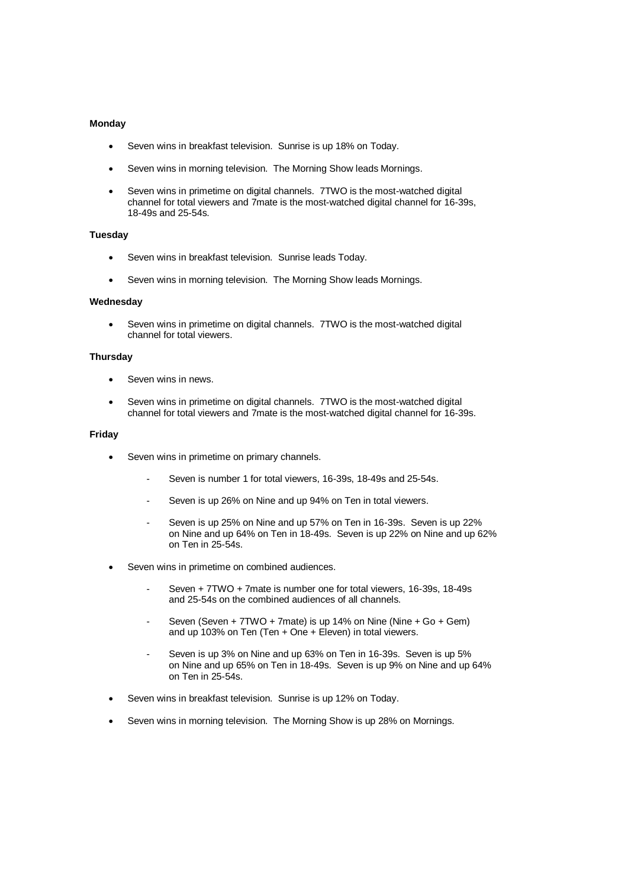**Monday**

- Seven wins in breakfast television. Sunrise is up 18% on Today.
- Seven wins in morning television. The Morning Show leads Mornings.
- Seven wins in primetime on digital channels. 7TWO is the most-watched digital channel for total viewers and 7mate is the most-watched digital channel for 16-39s, 18-49s and 25-54s.

**Tuesday**

- Seven wins in breakfast television. Sunrise leads Today.
- Seven wins in morning television. The Morning Show leads Mornings.

**Wednesday**

- Seven wins in primetime on digital channels. 7TWO is the most-watched digital channel for total viewers.

**Thursday**

- Seven wins in news.
- Seven wins in primetime on digital channels. 7TWO is the most-watched digital channel for total viewers and 7mate is the most-watched digital channel for 16-39s.

**Friday**

- Seven wins in primetime on primary channels.
  - Seven is number 1 for total viewers, 16-39s, 18-49s and 25-54s.
  - Seven is up 26% on Nine and up 94% on Ten in total viewers.
  - Seven is up 25% on Nine and up 57% on Ten in 16-39s. Seven is up 22% on Nine and up 64% on Ten in 18-49s. Seven is up 22% on Nine and up 62% on Ten in 25-54s.
- Seven wins in primetime on combined audiences.
  - Seven + 7TWO + 7mate is number one for total viewers, 16-39s, 18-49s and 25-54s on the combined audiences of all channels.
  - Seven (Seven + 7TWO + 7mate) is up 14% on Nine (Nine + Go + Gem) and up 103% on Ten (Ten + One + Eleven) in total viewers.
  - Seven is up 3% on Nine and up 63% on Ten in 16-39s. Seven is up 5% on Nine and up 65% on Ten in 18-49s. Seven is up 9% on Nine and up 64% on Ten in 25-54s.
- Seven wins in breakfast television. Sunrise is up 12% on Today.
- Seven wins in morning television. The Morning Show is up 28% on Mornings.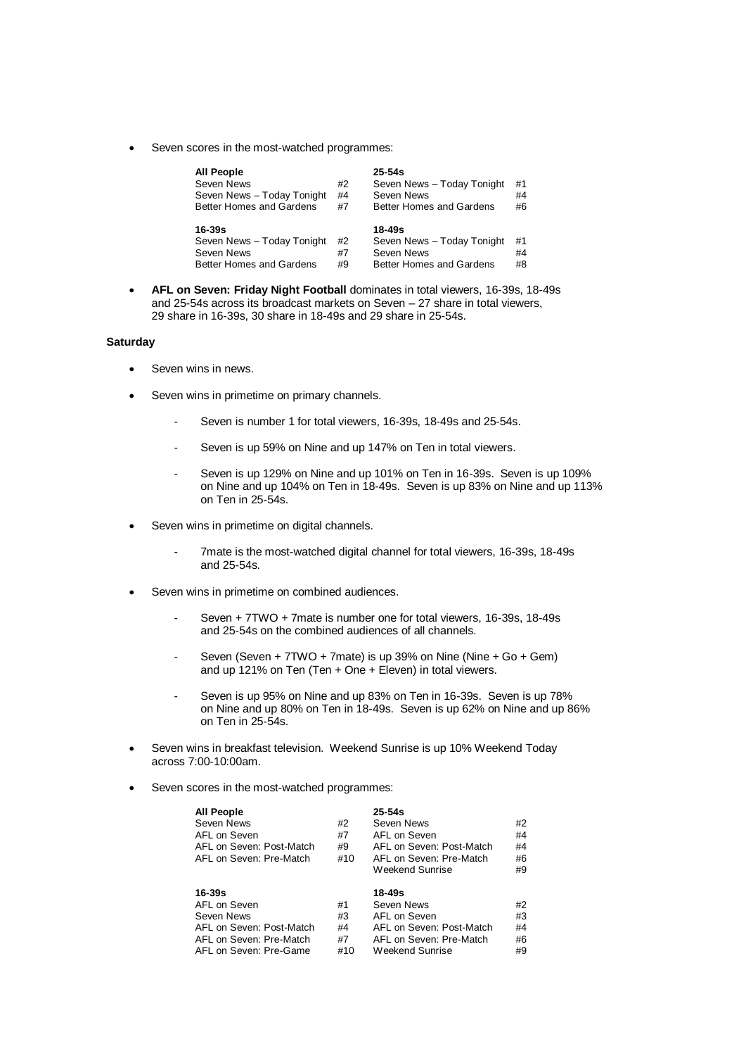- Seven scores in the most-watched programmes:

| All People | | 25-54s | |
|---|---|---|---|
| Seven News | #2 | Seven News – Today Tonight | #1 |
| Seven News – Today Tonight | #4 | Seven News | #4 |
| Better Homes and Gardens | #7 | Better Homes and Gardens | #6 |

| 16-39s | | 18-49s | |
|---|---|---|---|
| Seven News – Today Tonight | #2 | Seven News – Today Tonight | #1 |
| Seven News | #7 | Seven News | #4 |
| Better Homes and Gardens | #9 | Better Homes and Gardens | #8 |

- **AFL on Seven: Friday Night Football** dominates in total viewers, 16-39s, 18-49s and 25-54s across its broadcast markets on Seven – 27 share in total viewers, 29 share in 16-39s, 30 share in 18-49s and 29 share in 25-54s.

**Saturday**

- Seven wins in news.

- Seven wins in primetime on primary channels.
    - Seven is number 1 for total viewers, 16-39s, 18-49s and 25-54s.
    - Seven is up 59% on Nine and up 147% on Ten in total viewers.
    - Seven is up 129% on Nine and up 101% on Ten in 16-39s. Seven is up 109% on Nine and up 104% on Ten in 18-49s. Seven is up 83% on Nine and up 113% on Ten in 25-54s.

- Seven wins in primetime on digital channels.
    - 7mate is the most-watched digital channel for total viewers, 16-39s, 18-49s and 25-54s.

- Seven wins in primetime on combined audiences.
    - Seven + 7TWO + 7mate is number one for total viewers, 16-39s, 18-49s and 25-54s on the combined audiences of all channels.
    - Seven (Seven + 7TWO + 7mate) is up 39% on Nine (Nine + Go + Gem) and up 121% on Ten (Ten + One + Eleven) in total viewers.
    - Seven is up 95% on Nine and up 83% on Ten in 16-39s. Seven is up 78% on Nine and up 80% on Ten in 18-49s. Seven is up 62% on Nine and up 86% on Ten in 25-54s.

- Seven wins in breakfast television. Weekend Sunrise is up 10% Weekend Today across 7:00-10:00am.

- Seven scores in the most-watched programmes:

| All People | | 25-54s | |
|---|---|---|---|
| Seven News | #2 | Seven News | #2 |
| AFL on Seven | #7 | AFL on Seven | #4 |
| AFL on Seven: Post-Match | #9 | AFL on Seven: Post-Match | #4 |
| AFL on Seven: Pre-Match | #10 | AFL on Seven: Pre-Match | #6 |
| | | Weekend Sunrise | #9 |

| 16-39s | | 18-49s | |
|---|---|---|---|
| AFL on Seven | #1 | Seven News | #2 |
| Seven News | #3 | AFL on Seven | #3 |
| AFL on Seven: Post-Match | #4 | AFL on Seven: Post-Match | #4 |
| AFL on Seven: Pre-Match | #7 | AFL on Seven: Pre-Match | #6 |
| AFL on Seven: Pre-Game | #10 | Weekend Sunrise | #9 |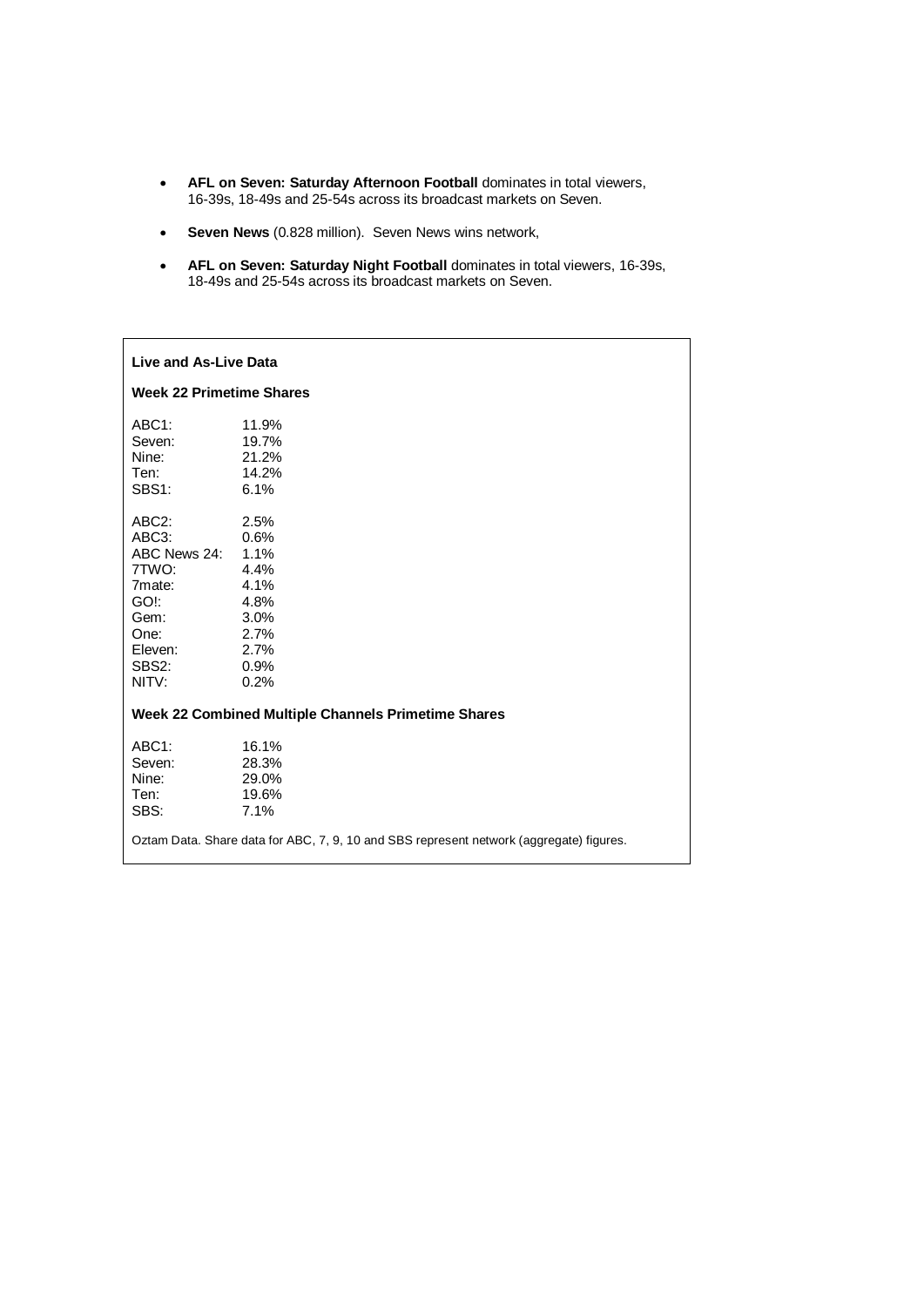- **AFL on Seven: Saturday Afternoon Football** dominates in total viewers, 16-39s, 18-49s and 25-54s across its broadcast markets on Seven.
- **Seven News** (0.828 million). Seven News wins network,
- **AFL on Seven: Saturday Night Football** dominates in total viewers, 16-39s, 18-49s and 25-54s across its broadcast markets on Seven.

**Live and As-Live Data**

**Week 22 Primetime Shares**

| | |
|---|---|
| ABC1: | 11.9% |
| Seven: | 19.7% |
| Nine: | 21.2% |
| Ten: | 14.2% |
| SBS1: | 6.1% |

| | |
|---|---|
| ABC2: | 2.5% |
| ABC3: | 0.6% |
| ABC News 24: | 1.1% |
| 7TWO: | 4.4% |
| 7mate: | 4.1% |
| GO!: | 4.8% |
| Gem: | 3.0% |
| One: | 2.7% |
| Eleven: | 2.7% |
| SBS2: | 0.9% |
| NITV: | 0.2% |

**Week 22 Combined Multiple Channels Primetime Shares**

| | |
|---|---|
| ABC1: | 16.1% |
| Seven: | 28.3% |
| Nine: | 29.0% |
| Ten: | 19.6% |
| SBS: | 7.1% |

Oztam Data. Share data for ABC, 7, 9, 10 and SBS represent network (aggregate) figures.